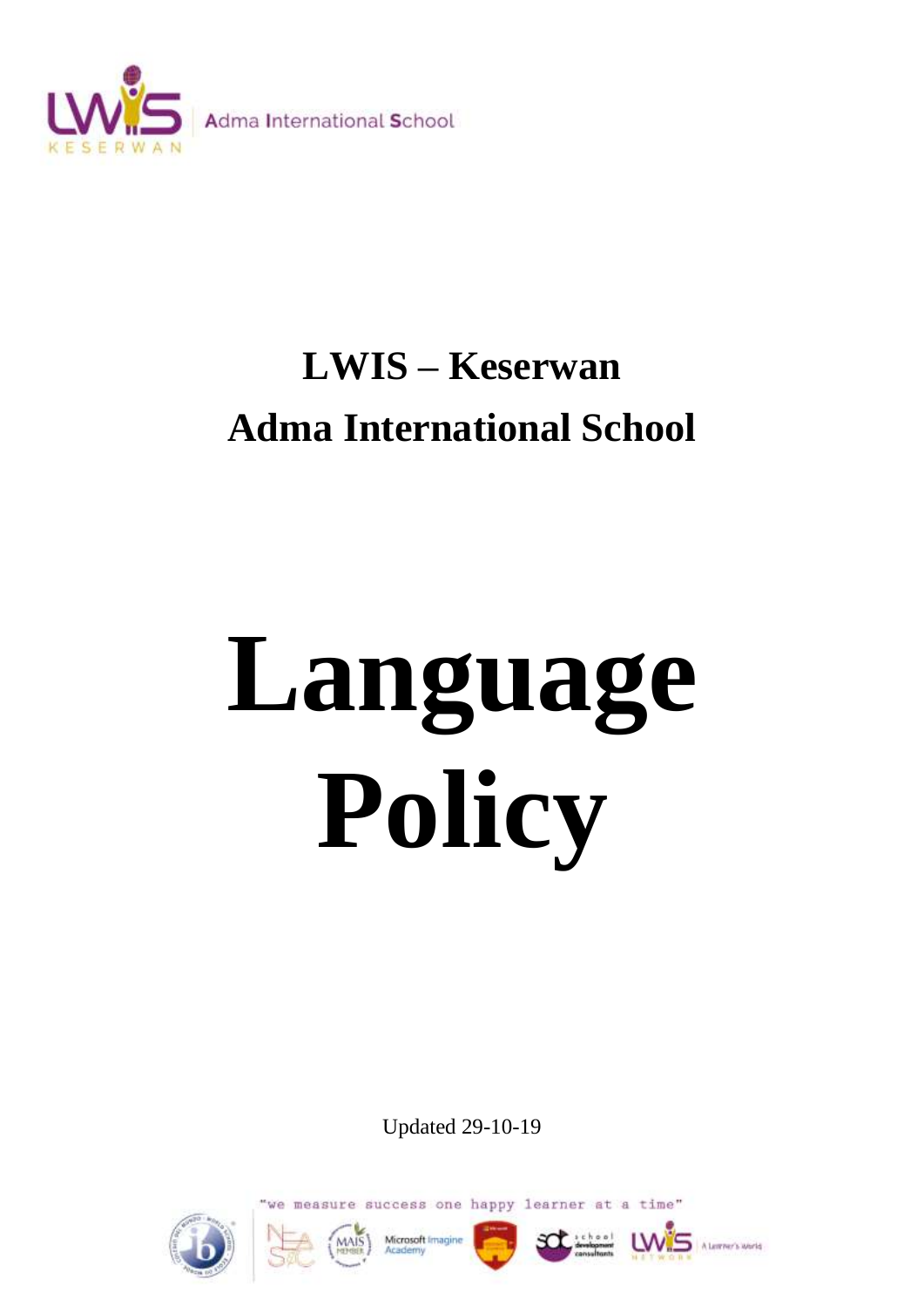# LWIS – Keserwan
# Adma International School

# Language Policy

Updated 29-10-19

"we measure success one happy learner at a time"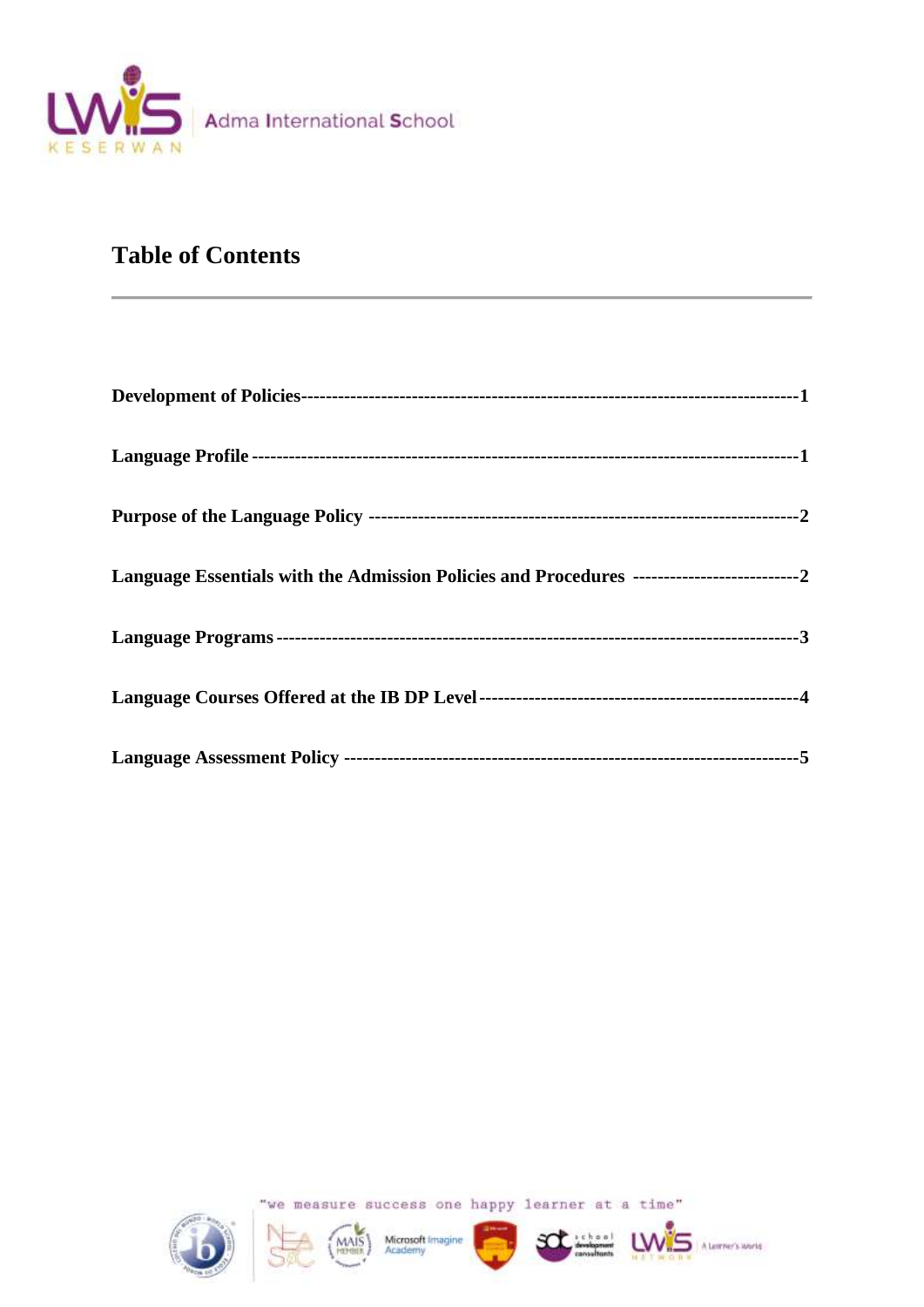## Table of Contents

| | |
|---|---|
| **Development of Policies** | **1** |
| **Language Profile** | **1** |
| **Purpose of the Language Policy** | **2** |
| **Language Essentials with the Admission Policies and Procedures** | **2** |
| **Language Programs** | **3** |
| **Language Courses Offered at the IB DP Level** | **4** |
| **Language Assessment Policy** | **5** |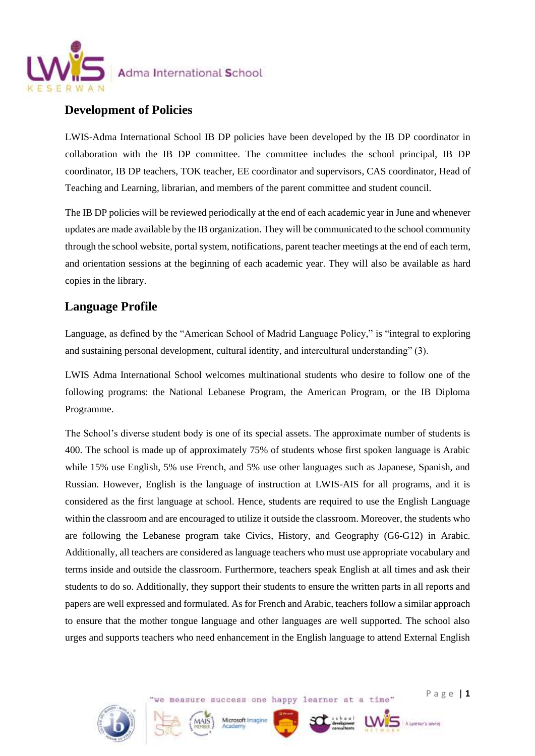## Development of Policies

LWIS-Adma International School IB DP policies have been developed by the IB DP coordinator in collaboration with the IB DP committee. The committee includes the school principal, IB DP coordinator, IB DP teachers, TOK teacher, EE coordinator and supervisors, CAS coordinator, Head of Teaching and Learning, librarian, and members of the parent committee and student council.

The IB DP policies will be reviewed periodically at the end of each academic year in June and whenever updates are made available by the IB organization. They will be communicated to the school community through the school website, portal system, notifications, parent teacher meetings at the end of each term, and orientation sessions at the beginning of each academic year. They will also be available as hard copies in the library.

## Language Profile

Language, as defined by the "American School of Madrid Language Policy," is "integral to exploring and sustaining personal development, cultural identity, and intercultural understanding" (3).

LWIS Adma International School welcomes multinational students who desire to follow one of the following programs: the National Lebanese Program, the American Program, or the IB Diploma Programme.

The School's diverse student body is one of its special assets. The approximate number of students is 400. The school is made up of approximately 75% of students whose first spoken language is Arabic while 15% use English, 5% use French, and 5% use other languages such as Japanese, Spanish, and Russian. However, English is the language of instruction at LWIS-AIS for all programs, and it is considered as the first language at school. Hence, students are required to use the English Language within the classroom and are encouraged to utilize it outside the classroom. Moreover, the students who are following the Lebanese program take Civics, History, and Geography (G6-G12) in Arabic. Additionally, all teachers are considered as language teachers who must use appropriate vocabulary and terms inside and outside the classroom. Furthermore, teachers speak English at all times and ask their students to do so. Additionally, they support their students to ensure the written parts in all reports and papers are well expressed and formulated. As for French and Arabic, teachers follow a similar approach to ensure that the mother tongue language and other languages are well supported. The school also urges and supports teachers who need enhancement in the English language to attend External English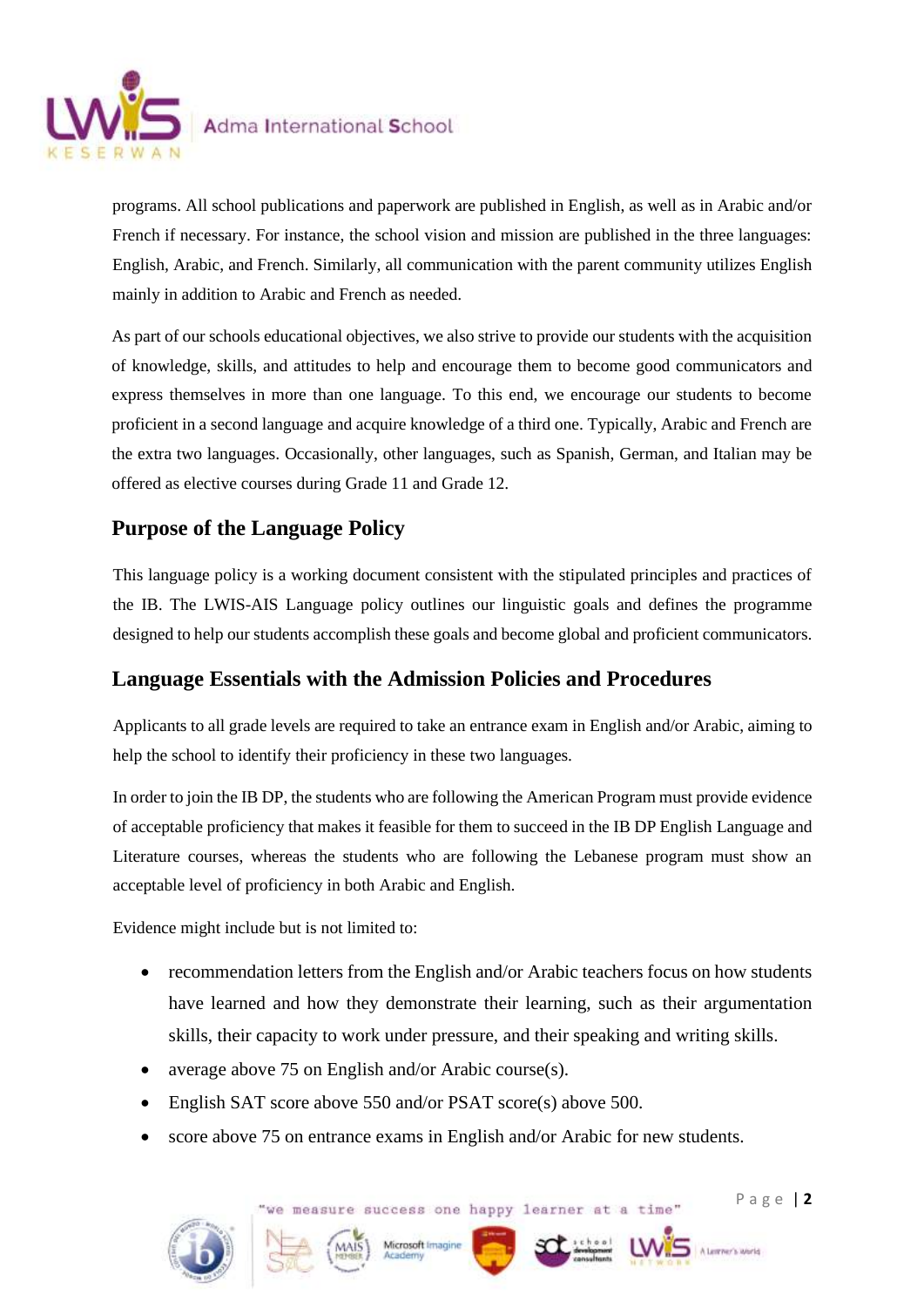programs. All school publications and paperwork are published in English, as well as in Arabic and/or French if necessary. For instance, the school vision and mission are published in the three languages: English, Arabic, and French. Similarly, all communication with the parent community utilizes English mainly in addition to Arabic and French as needed.

As part of our schools educational objectives, we also strive to provide our students with the acquisition of knowledge, skills, and attitudes to help and encourage them to become good communicators and express themselves in more than one language. To this end, we encourage our students to become proficient in a second language and acquire knowledge of a third one. Typically, Arabic and French are the extra two languages. Occasionally, other languages, such as Spanish, German, and Italian may be offered as elective courses during Grade 11 and Grade 12.

## Purpose of the Language Policy

This language policy is a working document consistent with the stipulated principles and practices of the IB. The LWIS-AIS Language policy outlines our linguistic goals and defines the programme designed to help our students accomplish these goals and become global and proficient communicators.

## Language Essentials with the Admission Policies and Procedures

Applicants to all grade levels are required to take an entrance exam in English and/or Arabic, aiming to help the school to identify their proficiency in these two languages.

In order to join the IB DP, the students who are following the American Program must provide evidence of acceptable proficiency that makes it feasible for them to succeed in the IB DP English Language and Literature courses, whereas the students who are following the Lebanese program must show an acceptable level of proficiency in both Arabic and English.

Evidence might include but is not limited to:

- recommendation letters from the English and/or Arabic teachers focus on how students have learned and how they demonstrate their learning, such as their argumentation skills, their capacity to work under pressure, and their speaking and writing skills.
- average above 75 on English and/or Arabic course(s).
- English SAT score above 550 and/or PSAT score(s) above 500.
- score above 75 on entrance exams in English and/or Arabic for new students.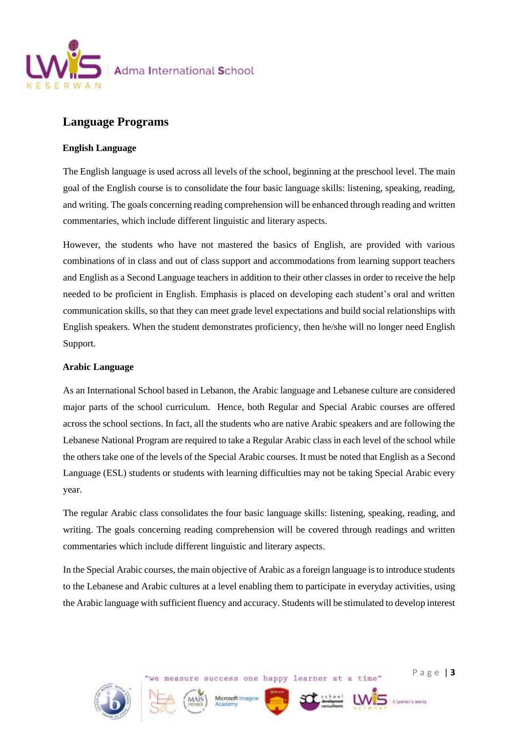## Language Programs

### English Language

The English language is used across all levels of the school, beginning at the preschool level. The main goal of the English course is to consolidate the four basic language skills: listening, speaking, reading, and writing. The goals concerning reading comprehension will be enhanced through reading and written commentaries, which include different linguistic and literary aspects.

However, the students who have not mastered the basics of English, are provided with various combinations of in class and out of class support and accommodations from learning support teachers and English as a Second Language teachers in addition to their other classes in order to receive the help needed to be proficient in English. Emphasis is placed on developing each student's oral and written communication skills, so that they can meet grade level expectations and build social relationships with English speakers. When the student demonstrates proficiency, then he/she will no longer need English Support.

### Arabic Language

As an International School based in Lebanon, the Arabic language and Lebanese culture are considered major parts of the school curriculum. Hence, both Regular and Special Arabic courses are offered across the school sections. In fact, all the students who are native Arabic speakers and are following the Lebanese National Program are required to take a Regular Arabic class in each level of the school while the others take one of the levels of the Special Arabic courses. It must be noted that English as a Second Language (ESL) students or students with learning difficulties may not be taking Special Arabic every year.

The regular Arabic class consolidates the four basic language skills: listening, speaking, reading, and writing. The goals concerning reading comprehension will be covered through readings and written commentaries which include different linguistic and literary aspects.

In the Special Arabic courses, the main objective of Arabic as a foreign language is to introduce students to the Lebanese and Arabic cultures at a level enabling them to participate in everyday activities, using the Arabic language with sufficient fluency and accuracy. Students will be stimulated to develop interest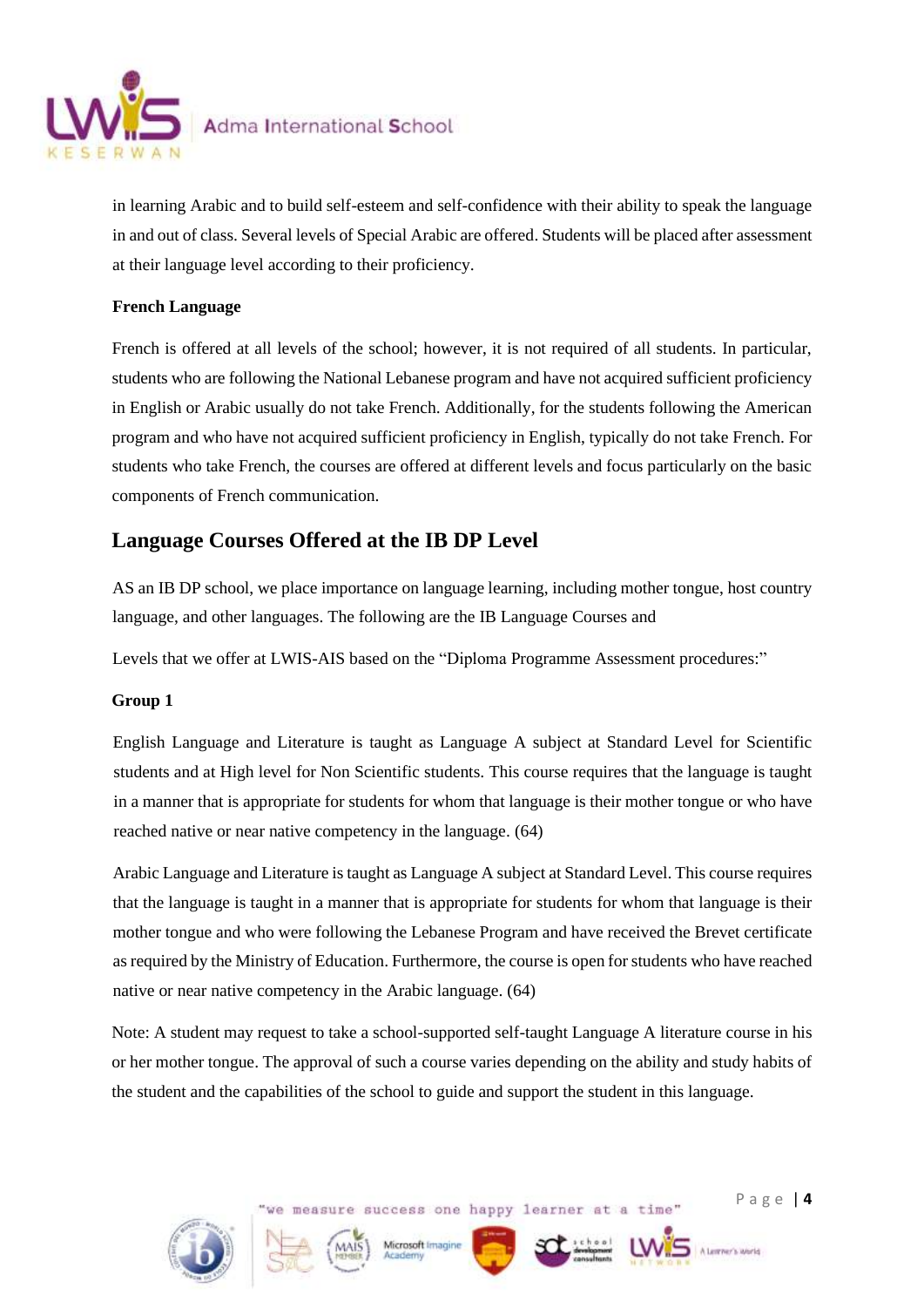in learning Arabic and to build self-esteem and self-confidence with their ability to speak the language in and out of class. Several levels of Special Arabic are offered. Students will be placed after assessment at their language level according to their proficiency.

**French Language**

French is offered at all levels of the school; however, it is not required of all students. In particular, students who are following the National Lebanese program and have not acquired sufficient proficiency in English or Arabic usually do not take French. Additionally, for the students following the American program and who have not acquired sufficient proficiency in English, typically do not take French. For students who take French, the courses are offered at different levels and focus particularly on the basic components of French communication.

## Language Courses Offered at the IB DP Level

AS an IB DP school, we place importance on language learning, including mother tongue, host country language, and other languages. The following are the IB Language Courses and

Levels that we offer at LWIS-AIS based on the "Diploma Programme Assessment procedures:"

**Group 1**

English Language and Literature is taught as Language A subject at Standard Level for Scientific students and at High level for Non Scientific students. This course requires that the language is taught in a manner that is appropriate for students for whom that language is their mother tongue or who have reached native or near native competency in the language. (64)

Arabic Language and Literature is taught as Language A subject at Standard Level. This course requires that the language is taught in a manner that is appropriate for students for whom that language is their mother tongue and who were following the Lebanese Program and have received the Brevet certificate as required by the Ministry of Education. Furthermore, the course is open for students who have reached native or near native competency in the Arabic language. (64)

Note: A student may request to take a school-supported self-taught Language A literature course in his or her mother tongue. The approval of such a course varies depending on the ability and study habits of the student and the capabilities of the school to guide and support the student in this language.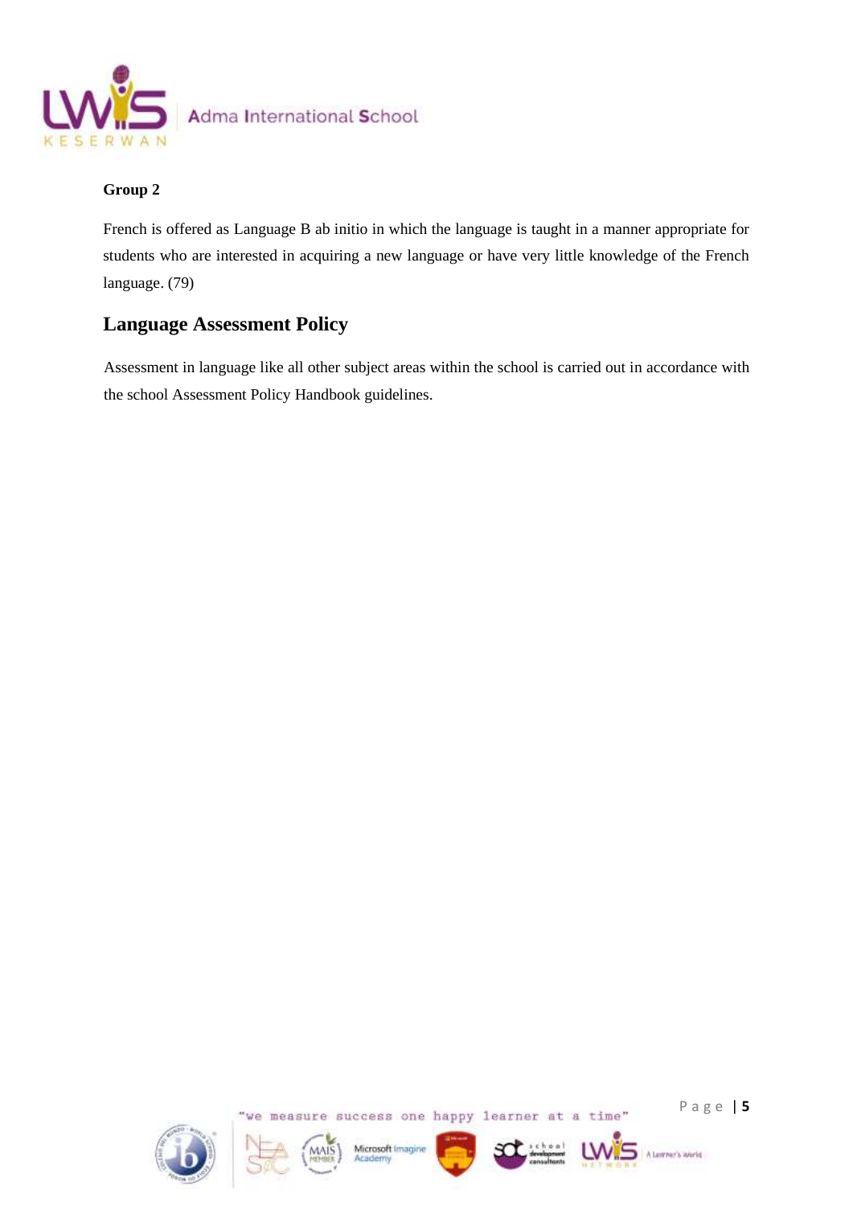**Group 2**

French is offered as Language B ab initio in which the language is taught in a manner appropriate for students who are interested in acquiring a new language or have very little knowledge of the French language. (79)

## Language Assessment Policy

Assessment in language like all other subject areas within the school is carried out in accordance with the school Assessment Policy Handbook guidelines.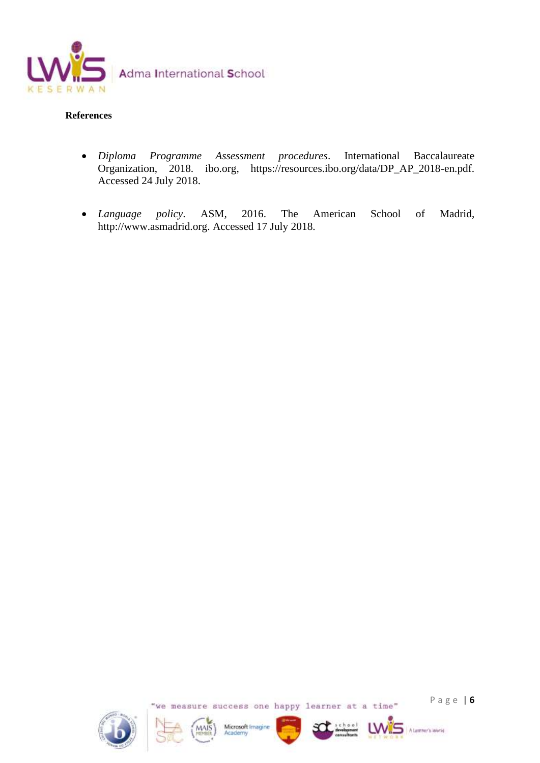**References**

- *Diploma Programme Assessment procedures*. International Baccalaureate Organization, 2018. ibo.org, https://resources.ibo.org/data/DP_AP_2018-en.pdf. Accessed 24 July 2018.

- *Language policy*. ASM, 2016. The American School of Madrid, http://www.asmadrid.org. Accessed 17 July 2018.